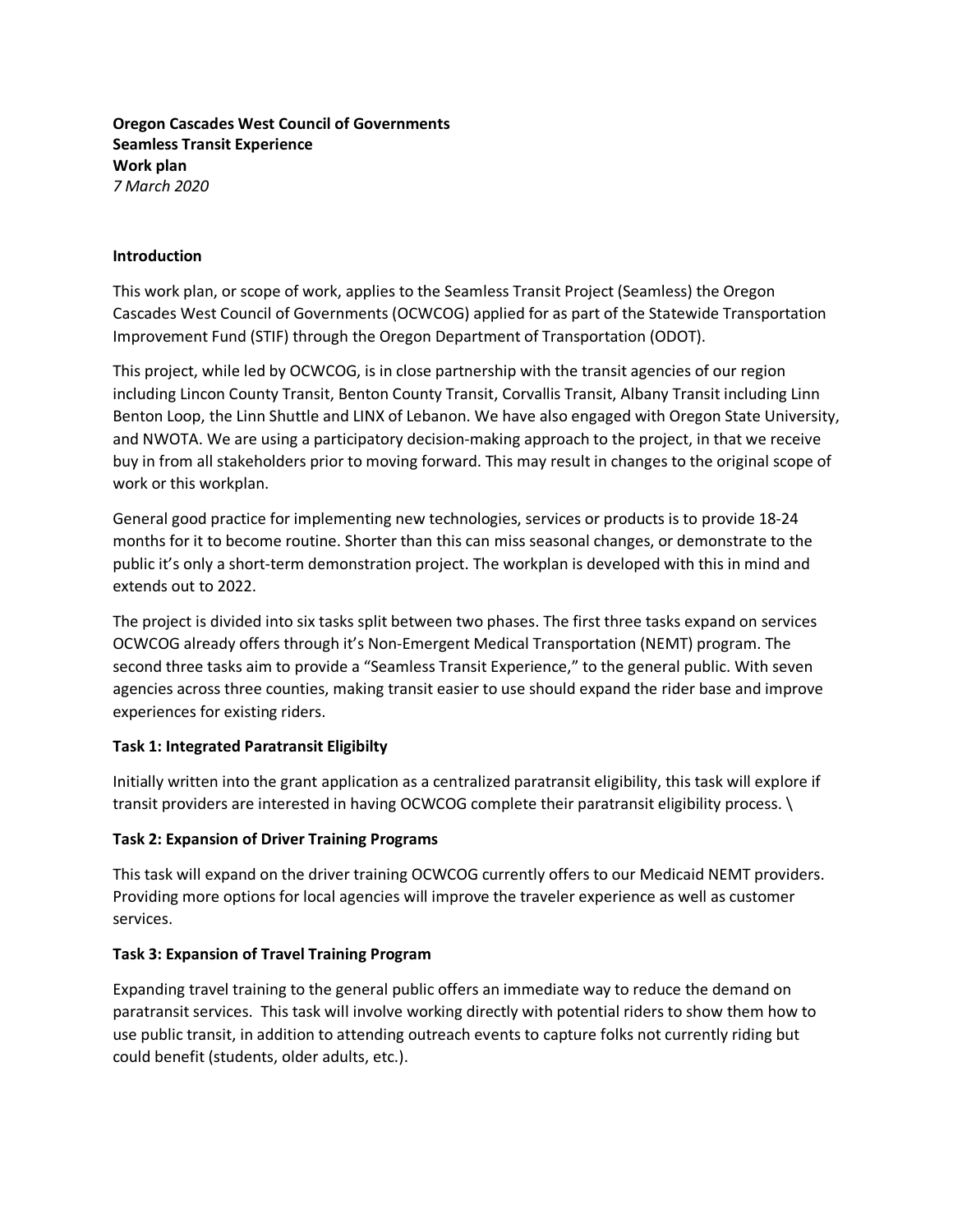**Oregon Cascades West Council of Governments**
**Seamless Transit Experience**
**Work plan**
*7 March 2020*

**Introduction**

This work plan, or scope of work, applies to the Seamless Transit Project (Seamless) the Oregon Cascades West Council of Governments (OCWCOG) applied for as part of the Statewide Transportation Improvement Fund (STIF) through the Oregon Department of Transportation (ODOT).

This project, while led by OCWCOG, is in close partnership with the transit agencies of our region including Lincon County Transit, Benton County Transit, Corvallis Transit, Albany Transit including Linn Benton Loop, the Linn Shuttle and LINX of Lebanon. We have also engaged with Oregon State University, and NWOTA. We are using a participatory decision-making approach to the project, in that we receive buy in from all stakeholders prior to moving forward. This may result in changes to the original scope of work or this workplan.

General good practice for implementing new technologies, services or products is to provide 18-24 months for it to become routine. Shorter than this can miss seasonal changes, or demonstrate to the public it's only a short-term demonstration project. The workplan is developed with this in mind and extends out to 2022.

The project is divided into six tasks split between two phases. The first three tasks expand on services OCWCOG already offers through it's Non-Emergent Medical Transportation (NEMT) program. The second three tasks aim to provide a "Seamless Transit Experience," to the general public. With seven agencies across three counties, making transit easier to use should expand the rider base and improve experiences for existing riders.

**Task 1: Integrated Paratransit Eligibilty**

Initially written into the grant application as a centralized paratransit eligibility, this task will explore if transit providers are interested in having OCWCOG complete their paratransit eligibility process. \

**Task 2: Expansion of Driver Training Programs**

This task will expand on the driver training OCWCOG currently offers to our Medicaid NEMT providers. Providing more options for local agencies will improve the traveler experience as well as customer services.

**Task 3: Expansion of Travel Training Program**

Expanding travel training to the general public offers an immediate way to reduce the demand on paratransit services. This task will involve working directly with potential riders to show them how to use public transit, in addition to attending outreach events to capture folks not currently riding but could benefit (students, older adults, etc.).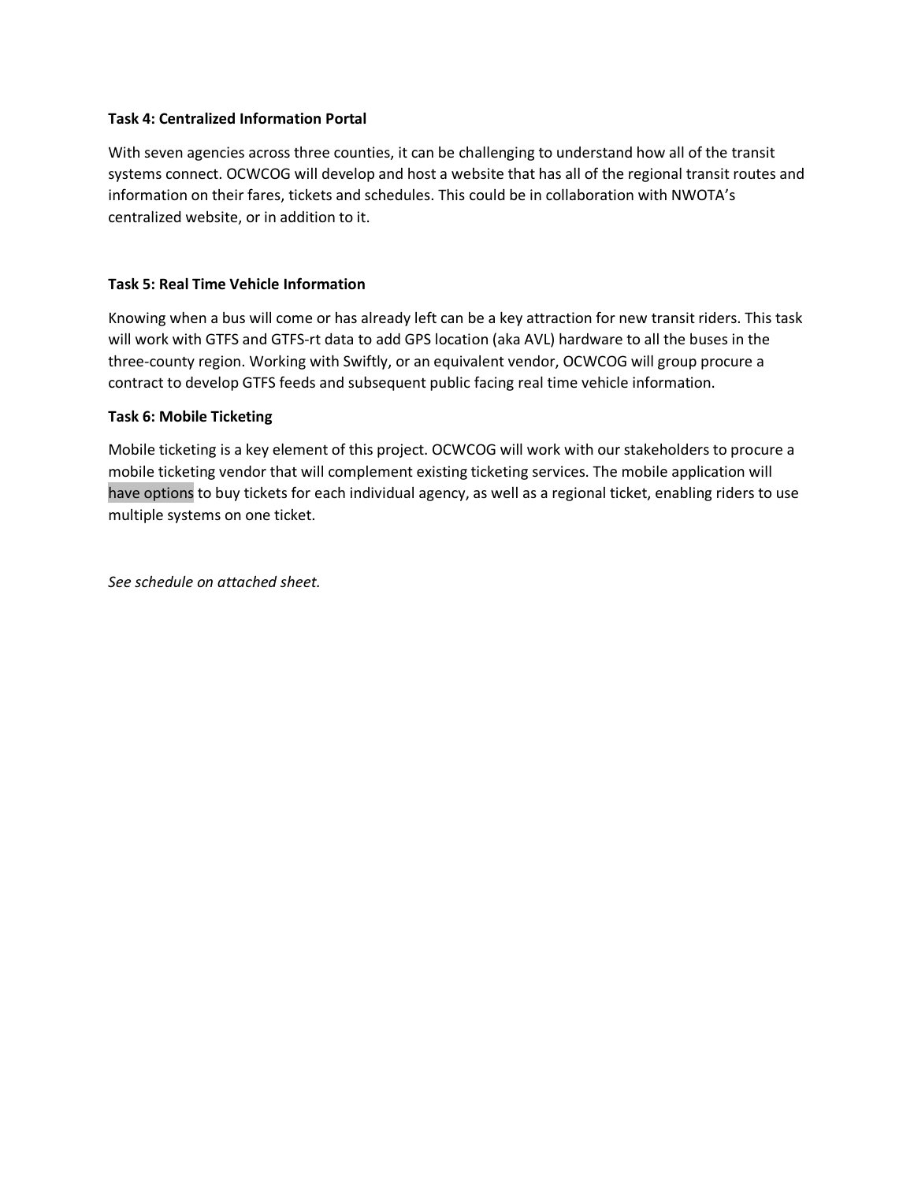**Task 4: Centralized Information Portal**

With seven agencies across three counties, it can be challenging to understand how all of the transit systems connect. OCWCOG will develop and host a website that has all of the regional transit routes and information on their fares, tickets and schedules. This could be in collaboration with NWOTA's centralized website, or in addition to it.

**Task 5: Real Time Vehicle Information**

Knowing when a bus will come or has already left can be a key attraction for new transit riders. This task will work with GTFS and GTFS-rt data to add GPS location (aka AVL) hardware to all the buses in the three-county region. Working with Swiftly, or an equivalent vendor, OCWCOG will group procure a contract to develop GTFS feeds and subsequent public facing real time vehicle information.

**Task 6: Mobile Ticketing**

Mobile ticketing is a key element of this project. OCWCOG will work with our stakeholders to procure a mobile ticketing vendor that will complement existing ticketing services. The mobile application will have options to buy tickets for each individual agency, as well as a regional ticket, enabling riders to use multiple systems on one ticket.

*See schedule on attached sheet.*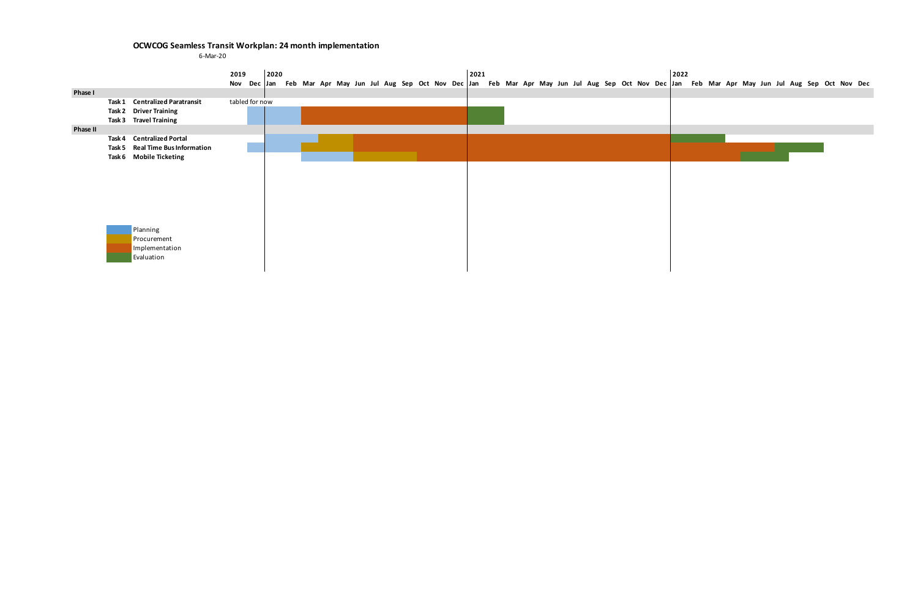**OCWCOG Seamless Transit Workplan: 24 month implementation**

6-Mar-20

| | Task | Planning | Procurement | Implementation | Evaluation |
|---|---|---|---|---|---|
| **Phase I** | | | | | |
| **Task 1** | **Centralized Paratransit** | tabled for now | | | |
| **Task 2** | **Driver Training** | Dec 2019 – Feb 2020 | | Mar 2020 – Dec 2020 | Jan 2021 – Feb 2021 |
| **Task 3** | **Travel Training** | Dec 2019 – Feb 2020 | | Mar 2020 – Dec 2020 | Jan 2021 – Feb 2021 |
| **Phase II** | | | | | |
| **Task 4** | **Centralized Portal** | Jan 2020 – Mar 2020 | Apr 2020 – May 2020 | Jun 2020 – Dec 2021 | Jan 2022 – Mar 2022 |
| **Task 5** | **Real Time Bus Information** | Dec 2019 – Feb 2020 | Mar 2020 – May 2020 | Jun 2020 – Jun 2022 | Jul 2022 – Sep 2022 |
| **Task 6** | **Mobile Ticketing** | Mar 2020 – May 2020 | Jun 2020 – Sep 2020 | Oct 2020 – Apr 2022 | May 2022 – Jul 2022 |

Legend: Planning, Procurement, Implementation, Evaluation

Timeline: 2019 (Nov, Dec), 2020 (Jan–Dec), 2021 (Jan–Dec), 2022 (Jan–Dec)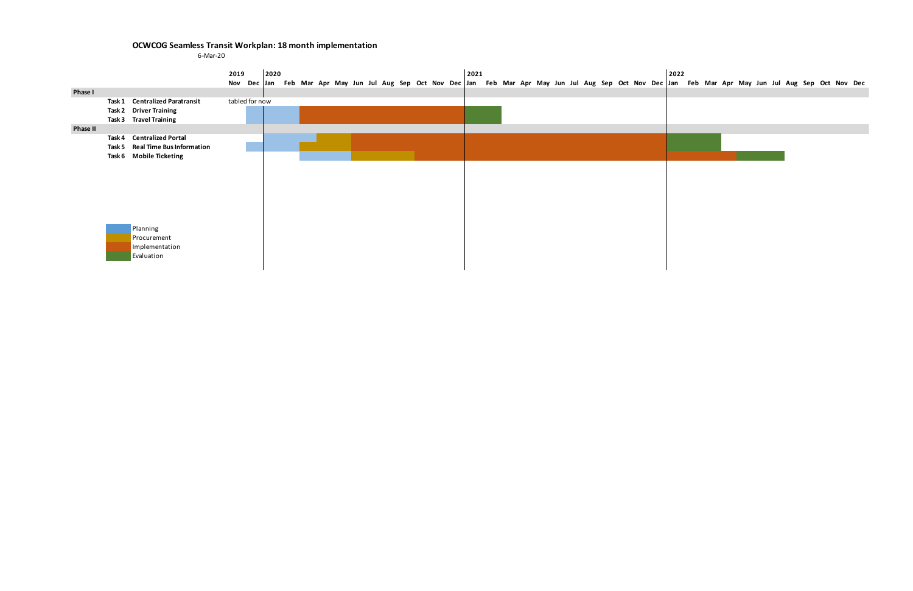**OCWCOG Seamless Transit Workplan: 18 month implementation**

6-Mar-20

2019 2020 2021 2022

Nov Dec Jan Feb Mar Apr May Jun Jul Aug Sep Oct Nov Dec Jan Feb Mar Apr May Jun Jul Aug Sep Oct Nov Dec Jan Feb Mar Apr May Jun Jul Aug Sep Oct Nov Dec

**Phase I**

**Task 1 Centralized Paratransit** tabled for now

**Task 2 Driver Training**

**Task 3 Travel Training**

**Phase II**

**Task 4 Centralized Portal**

**Task 5 Real Time Bus Information**

**Task 6 Mobile Ticketing**

Planning

Procurement

Implementation

Evaluation